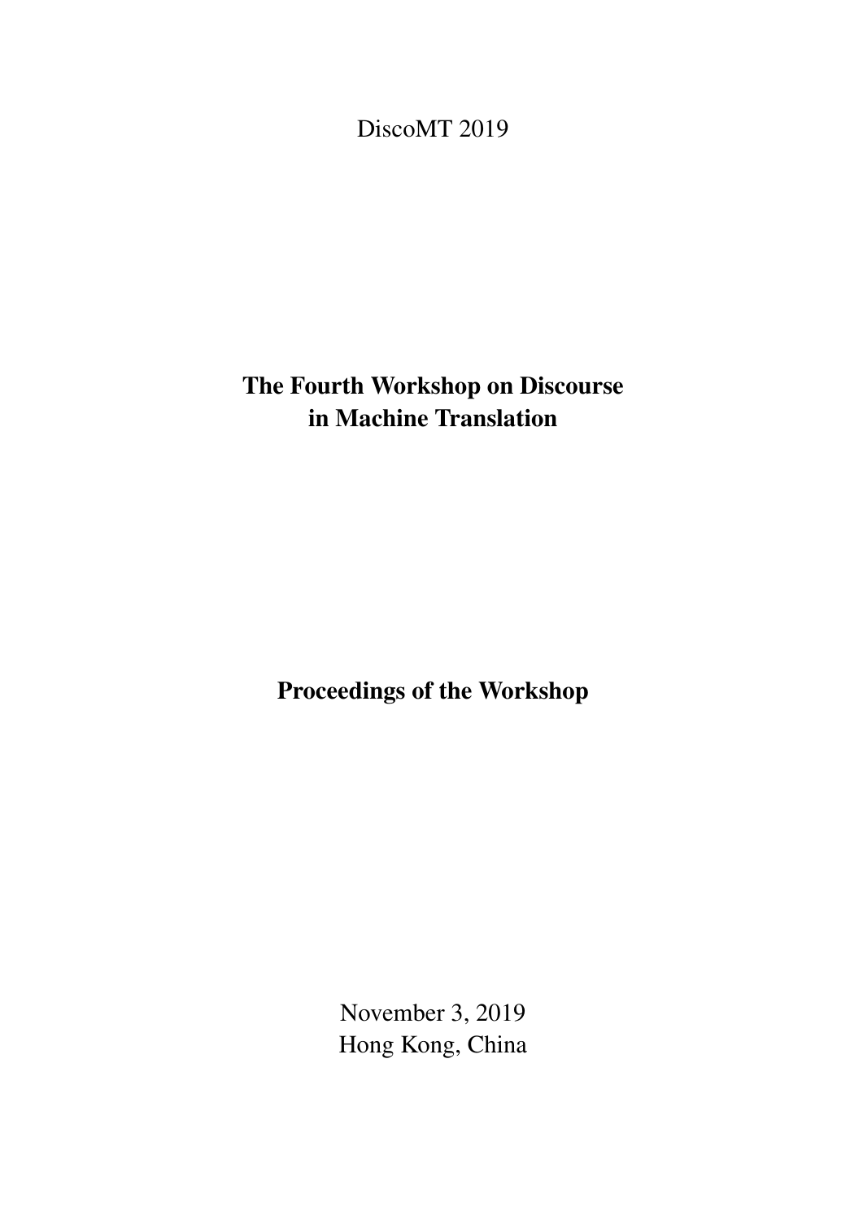DiscoMT 2019

# The Fourth Workshop on Discourse in Machine Translation

## Proceedings of the Workshop

November 3, 2019
Hong Kong, China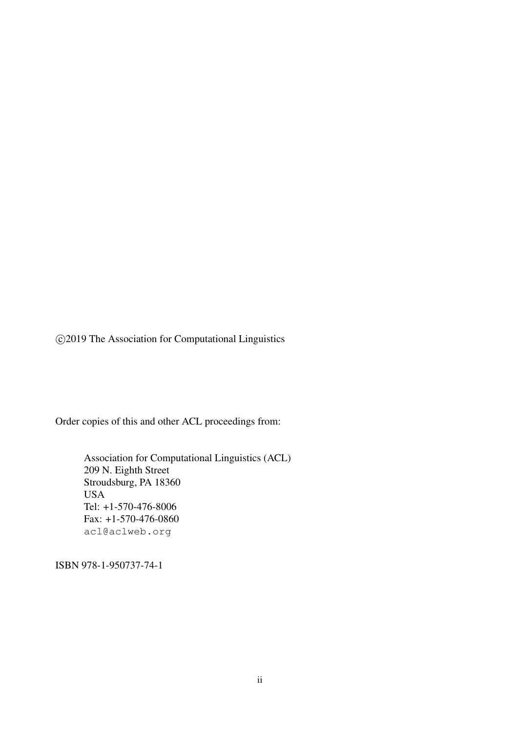©2019 The Association for Computational Linguistics

Order copies of this and other ACL proceedings from:

Association for Computational Linguistics (ACL)
209 N. Eighth Street
Stroudsburg, PA 18360
USA
Tel: +1-570-476-8006
Fax: +1-570-476-0860
acl@aclweb.org

ISBN 978-1-950737-74-1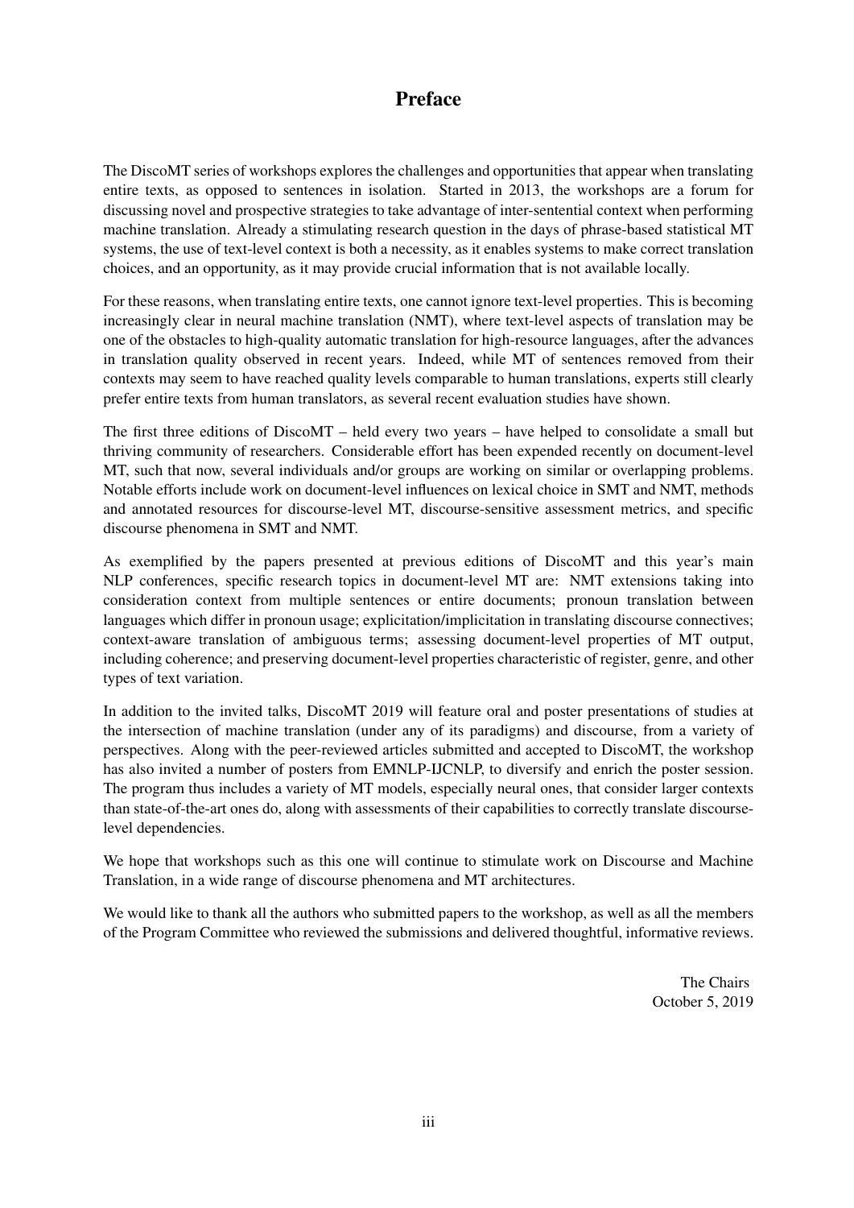# Preface

The DiscoMT series of workshops explores the challenges and opportunities that appear when translating entire texts, as opposed to sentences in isolation. Started in 2013, the workshops are a forum for discussing novel and prospective strategies to take advantage of inter-sentential context when performing machine translation. Already a stimulating research question in the days of phrase-based statistical MT systems, the use of text-level context is both a necessity, as it enables systems to make correct translation choices, and an opportunity, as it may provide crucial information that is not available locally.

For these reasons, when translating entire texts, one cannot ignore text-level properties. This is becoming increasingly clear in neural machine translation (NMT), where text-level aspects of translation may be one of the obstacles to high-quality automatic translation for high-resource languages, after the advances in translation quality observed in recent years. Indeed, while MT of sentences removed from their contexts may seem to have reached quality levels comparable to human translations, experts still clearly prefer entire texts from human translators, as several recent evaluation studies have shown.

The first three editions of DiscoMT – held every two years – have helped to consolidate a small but thriving community of researchers. Considerable effort has been expended recently on document-level MT, such that now, several individuals and/or groups are working on similar or overlapping problems. Notable efforts include work on document-level influences on lexical choice in SMT and NMT, methods and annotated resources for discourse-level MT, discourse-sensitive assessment metrics, and specific discourse phenomena in SMT and NMT.

As exemplified by the papers presented at previous editions of DiscoMT and this year's main NLP conferences, specific research topics in document-level MT are: NMT extensions taking into consideration context from multiple sentences or entire documents; pronoun translation between languages which differ in pronoun usage; explicitation/implicitation in translating discourse connectives; context-aware translation of ambiguous terms; assessing document-level properties of MT output, including coherence; and preserving document-level properties characteristic of register, genre, and other types of text variation.

In addition to the invited talks, DiscoMT 2019 will feature oral and poster presentations of studies at the intersection of machine translation (under any of its paradigms) and discourse, from a variety of perspectives. Along with the peer-reviewed articles submitted and accepted to DiscoMT, the workshop has also invited a number of posters from EMNLP-IJCNLP, to diversify and enrich the poster session. The program thus includes a variety of MT models, especially neural ones, that consider larger contexts than state-of-the-art ones do, along with assessments of their capabilities to correctly translate discourse-level dependencies.

We hope that workshops such as this one will continue to stimulate work on Discourse and Machine Translation, in a wide range of discourse phenomena and MT architectures.

We would like to thank all the authors who submitted papers to the workshop, as well as all the members of the Program Committee who reviewed the submissions and delivered thoughtful, informative reviews.

The Chairs
October 5, 2019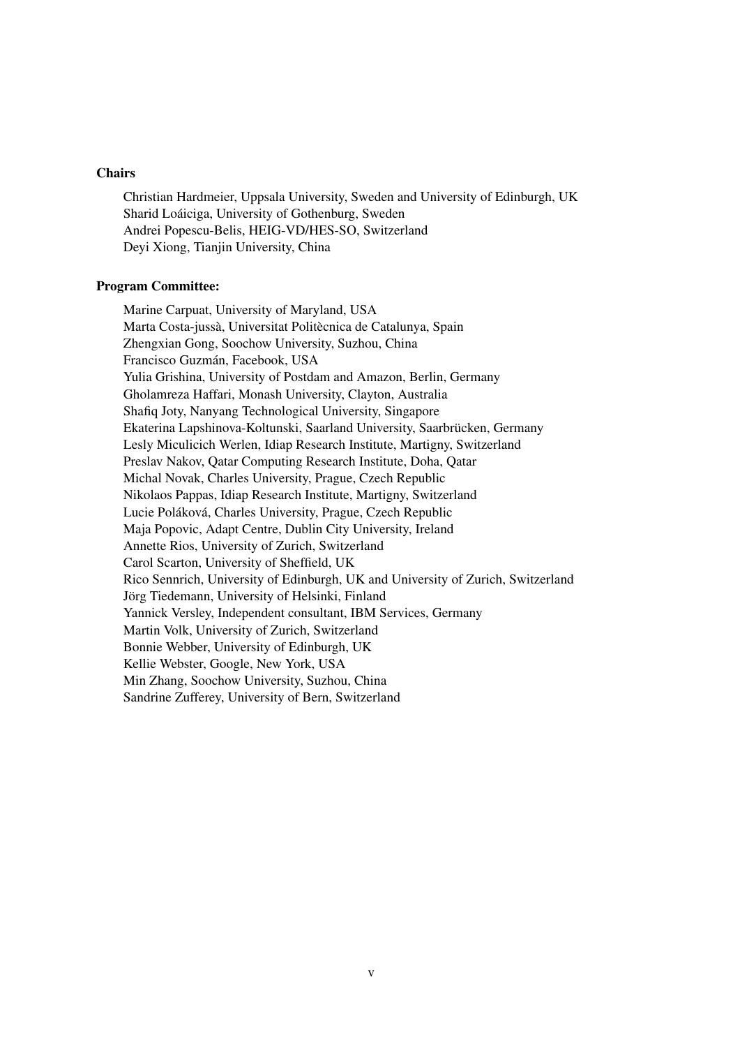**Chairs**

Christian Hardmeier, Uppsala University, Sweden and University of Edinburgh, UK
Sharid Loáiciga, University of Gothenburg, Sweden
Andrei Popescu-Belis, HEIG-VD/HES-SO, Switzerland
Deyi Xiong, Tianjin University, China

**Program Committee:**

Marine Carpuat, University of Maryland, USA
Marta Costa-jussà, Universitat Politècnica de Catalunya, Spain
Zhengxian Gong, Soochow University, Suzhou, China
Francisco Guzmán, Facebook, USA
Yulia Grishina, University of Postdam and Amazon, Berlin, Germany
Gholamreza Haffari, Monash University, Clayton, Australia
Shafiq Joty, Nanyang Technological University, Singapore
Ekaterina Lapshinova-Koltunski, Saarland University, Saarbrücken, Germany
Lesly Miculicich Werlen, Idiap Research Institute, Martigny, Switzerland
Preslav Nakov, Qatar Computing Research Institute, Doha, Qatar
Michal Novak, Charles University, Prague, Czech Republic
Nikolaos Pappas, Idiap Research Institute, Martigny, Switzerland
Lucie Poláková, Charles University, Prague, Czech Republic
Maja Popovic, Adapt Centre, Dublin City University, Ireland
Annette Rios, University of Zurich, Switzerland
Carol Scarton, University of Sheffield, UK
Rico Sennrich, University of Edinburgh, UK and University of Zurich, Switzerland
Jörg Tiedemann, University of Helsinki, Finland
Yannick Versley, Independent consultant, IBM Services, Germany
Martin Volk, University of Zurich, Switzerland
Bonnie Webber, University of Edinburgh, UK
Kellie Webster, Google, New York, USA
Min Zhang, Soochow University, Suzhou, China
Sandrine Zufferey, University of Bern, Switzerland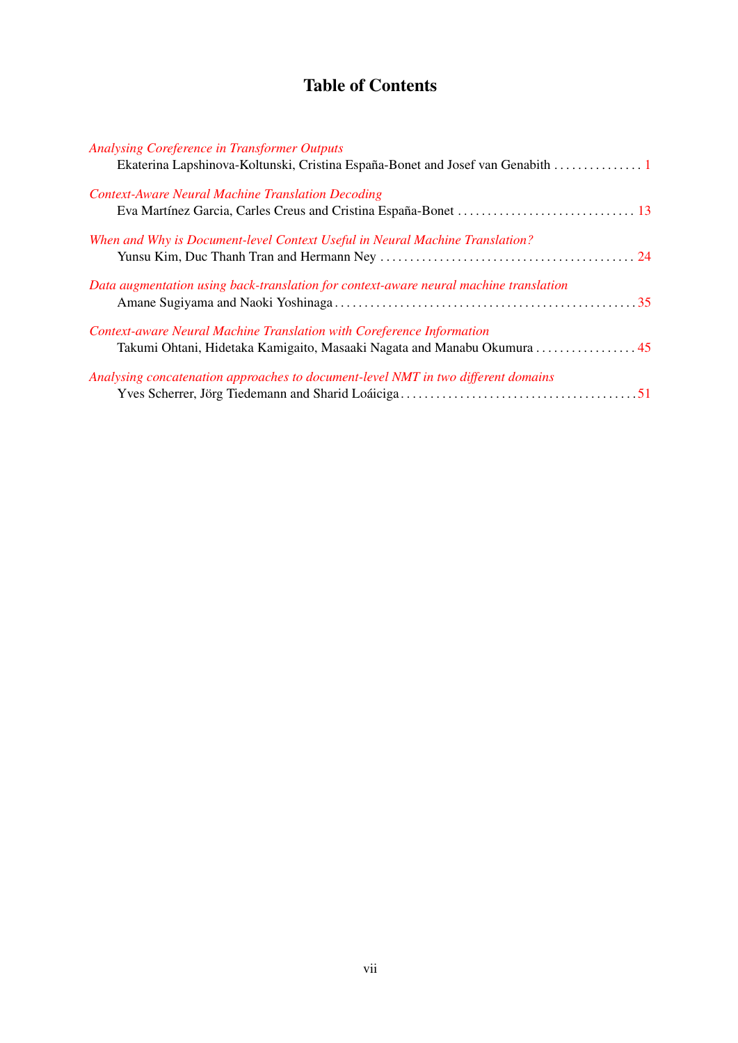# Table of Contents

*Analysing Coreference in Transformer Outputs*
Ekaterina Lapshinova-Koltunski, Cristina España-Bonet and Josef van Genabith . . . . . . . . . . . . . . . 1

*Context-Aware Neural Machine Translation Decoding*
Eva Martínez Garcia, Carles Creus and Cristina España-Bonet . . . . . . . . . . . . . . . . . . . . . . . . . . . . . . 13

*When and Why is Document-level Context Useful in Neural Machine Translation?*
Yunsu Kim, Duc Thanh Tran and Hermann Ney . . . . . . . . . . . . . . . . . . . . . . . . . . . . . . . . . . . . . . . . . . 24

*Data augmentation using back-translation for context-aware neural machine translation*
Amane Sugiyama and Naoki Yoshinaga . . . . . . . . . . . . . . . . . . . . . . . . . . . . . . . . . . . . . . . . . . . . . . . . . . 35

*Context-aware Neural Machine Translation with Coreference Information*
Takumi Ohtani, Hidetaka Kamigaito, Masaaki Nagata and Manabu Okumura . . . . . . . . . . . . . . . . . 45

*Analysing concatenation approaches to document-level NMT in two different domains*
Yves Scherrer, Jörg Tiedemann and Sharid Loáiciga . . . . . . . . . . . . . . . . . . . . . . . . . . . . . . . . . . . . . . . 51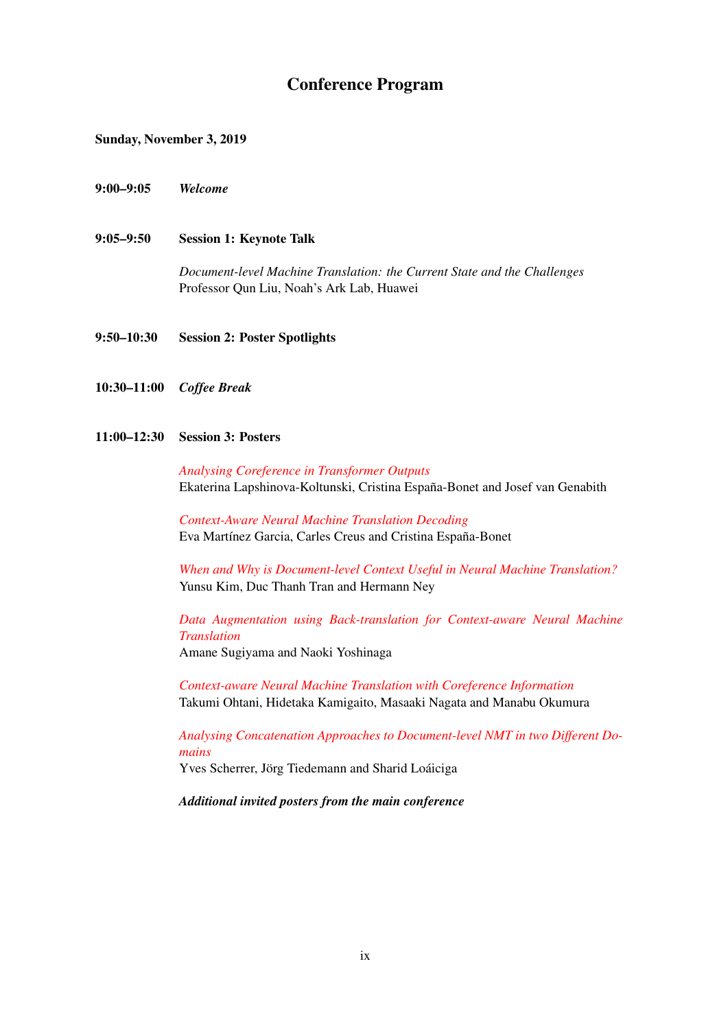# Conference Program

**Sunday, November 3, 2019**

**9:00–9:05** ***Welcome***

**9:05–9:50** **Session 1: Keynote Talk**

*Document-level Machine Translation: the Current State and the Challenges*
Professor Qun Liu, Noah's Ark Lab, Huawei

**9:50–10:30** **Session 2: Poster Spotlights**

**10:30–11:00** ***Coffee Break***

**11:00–12:30** **Session 3: Posters**

*Analysing Coreference in Transformer Outputs*
Ekaterina Lapshinova-Koltunski, Cristina España-Bonet and Josef van Genabith

*Context-Aware Neural Machine Translation Decoding*
Eva Martínez Garcia, Carles Creus and Cristina España-Bonet

*When and Why is Document-level Context Useful in Neural Machine Translation?*
Yunsu Kim, Duc Thanh Tran and Hermann Ney

*Data Augmentation using Back-translation for Context-aware Neural Machine Translation*
Amane Sugiyama and Naoki Yoshinaga

*Context-aware Neural Machine Translation with Coreference Information*
Takumi Ohtani, Hidetaka Kamigaito, Masaaki Nagata and Manabu Okumura

*Analysing Concatenation Approaches to Document-level NMT in two Different Domains*
Yves Scherrer, Jörg Tiedemann and Sharid Loáiciga

***Additional invited posters from the main conference***